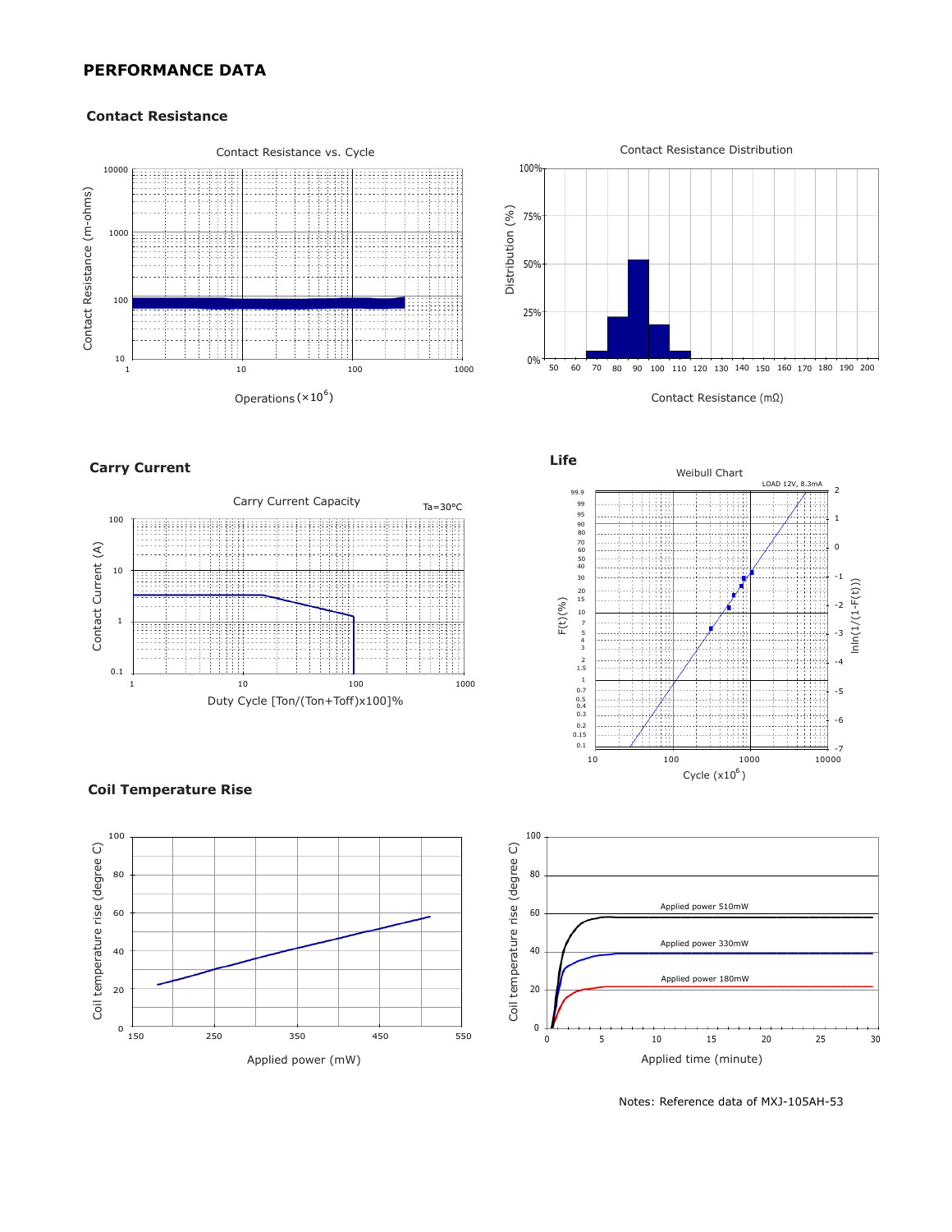## PERFORMANCE DATA

### Contact Resistance

Contact Resistance vs. Cycle

Contact Resistance (m-ohms)

10000
1000
100
10

1 10 100 1000

Operations (×10⁶)

Contact Resistance Distribution

Distribution (%)

100%
75%
50%
25%
0%

50 60 70 80 90 100 110 120 130 140 150 160 170 180 190 200

Contact Resistance (mΩ)

### Carry Current

Carry Current Capacity

Ta=30°C

Contact Current (A)

100
10
1
0.1

1 10 100 1000

Duty Cycle [Ton/(Ton+Toff)x100]%

### Life

Weibull Chart

LOAD 12V, 8.3mA

F(t)(%)

99.9 99 95 90 80 70 60 50 40 30 20 15 10 7 5 4 3 2 1.5 1 0.7 0.5 0.4 0.3 0.2 0.15 0.1

lnln(1/(1-F(t)))

2 1 0 -1 -2 -3 -4 -5 -6 -7

10 100 1000 10000

Cycle (x10⁶)

### Coil Temperature Rise

Coil temperature rise (degree C)

100
80
60
40
20
0

150 250 350 450 550

Applied power (mW)

Coil temperature rise (degree C)

100
80
60
40
20
0

0 5 10 15 20 25 30

Applied time (minute)

Applied power 510mW

Applied power 330mW

Applied power 180mW

Notes: Reference data of MXJ-105AH-53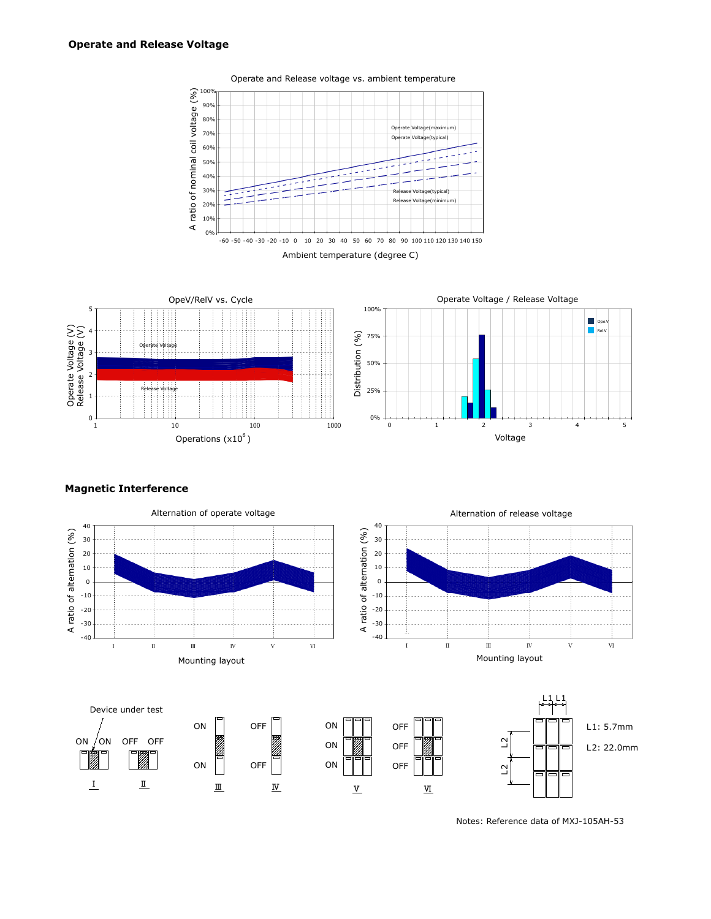## Operate and Release Voltage

Operate and Release voltage vs. ambient temperature

A ratio of nominal coil voltage (%)

100%
90%
80%
70%
60%
50%
40%
30%
20%
10%
0%

-60 -50 -40 -30 -20 -10 0 10 20 30 40 50 60 70 80 90 100 110 120 130 140 150

Ambient temperature (degree C)

Operate Voltage(maximum)
Operate Voltage(typical)
Release Voltage(typical)
Release Voltage(minimum)

OpeV/RelV vs. Cycle

Operate Voltage (V)
Release Voltage (V)

5
4
3
2
1
0

1 10 100 1000

Operations ($\times 10^6$)

Operate Voltage
Release Voltage

Operate Voltage / Release Voltage

Distribution (%)

100%
75%
50%
25%
0%

0 1 2 3 4 5

Voltage

Ope.V
Rel.V

## Magnetic Interference

Alternation of operate voltage

A ratio of alternation (%)

40
30
20
10
0
-10
-20
-30
-40

I II III IV V VI

Mounting layout

Alternation of release voltage

A ratio of alternation (%)

40
30
20
10
0
-10
-20
-30
-40

I II III IV V VI

Mounting layout

Device under test

ON ON OFF OFF

I II

ON ON OFF OFF

III IV

ON ON ON OFF OFF OFF

V VI

L1 L1

L2 L2

L1: 5.7mm

L2: 22.0mm

Notes: Reference data of MXJ-105AH-53